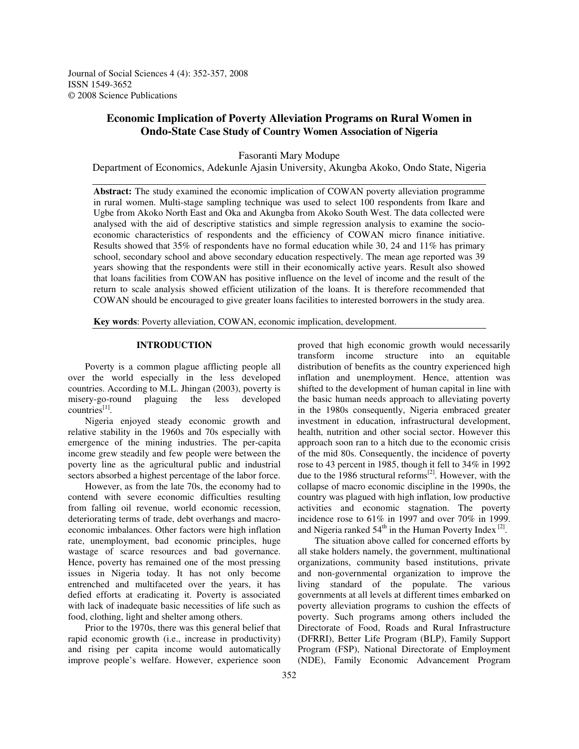# Economic Implication of Poverty Alleviation Programs on Rural Women in Ondo-State Case Study of Country Women Association of Nigeria

Fasoranti Mary Modupe

Department of Economics, Adekunle Ajasin University, Akungba Akoko, Ondo State, Nigeria

**Abstract:** The study examined the economic implication of COWAN poverty alleviation programme in rural women. Multi-stage sampling technique was used to select 100 respondents from Ikare and Ugbe from Akoko North East and Oka and Akungba from Akoko South West. The data collected were analysed with the aid of descriptive statistics and simple regression analysis to examine the socio-economic characteristics of respondents and the efficiency of COWAN micro finance initiative. Results showed that 35% of respondents have no formal education while 30, 24 and 11% has primary school, secondary school and above secondary education respectively. The mean age reported was 39 years showing that the respondents were still in their economically active years. Result also showed that loans facilities from COWAN has positive influence on the level of income and the result of the return to scale analysis showed efficient utilization of the loans. It is therefore recommended that COWAN should be encouraged to give greater loans facilities to interested borrowers in the study area.

**Key words**: Poverty alleviation, COWAN, economic implication, development.

## INTRODUCTION

Poverty is a common plague afflicting people all over the world especially in the less developed countries. According to M.L. Jhingan (2003), poverty is misery-go-round plaguing the less developed countries[1].

Nigeria enjoyed steady economic growth and relative stability in the 1960s and 70s especially with emergence of the mining industries. The per-capita income grew steadily and few people were between the poverty line as the agricultural public and industrial sectors absorbed a highest percentage of the labor force.

However, as from the late 70s, the economy had to contend with severe economic difficulties resulting from falling oil revenue, world economic recession, deteriorating terms of trade, debt overhangs and macro-economic imbalances. Other factors were high inflation rate, unemployment, bad economic principles, huge wastage of scarce resources and bad governance. Hence, poverty has remained one of the most pressing issues in Nigeria today. It has not only become entrenched and multifaceted over the years, it has defied efforts at eradicating it. Poverty is associated with lack of inadequate basic necessities of life such as food, clothing, light and shelter among others.

Prior to the 1970s, there was this general belief that rapid economic growth (i.e., increase in productivity) and rising per capita income would automatically improve people's welfare. However, experience soon proved that high economic growth would necessarily transform income structure into an equitable distribution of benefits as the country experienced high inflation and unemployment. Hence, attention was shifted to the development of human capital in line with the basic human needs approach to alleviating poverty in the 1980s consequently, Nigeria embraced greater investment in education, infrastructural development, health, nutrition and other social sector. However this approach soon ran to a hitch due to the economic crisis of the mid 80s. Consequently, the incidence of poverty rose to 43 percent in 1985, though it fell to 34% in 1992 due to the 1986 structural reforms[2]. However, with the collapse of macro economic discipline in the 1990s, the country was plagued with high inflation, low productive activities and economic stagnation. The poverty incidence rose to 61% in 1997 and over 70% in 1999. and Nigeria ranked 54th in the Human Poverty Index [2].

The situation above called for concerned efforts by all stake holders namely, the government, multinational organizations, community based institutions, private and non-governmental organization to improve the living standard of the populate. The various governments at all levels at different times embarked on poverty alleviation programs to cushion the effects of poverty. Such programs among others included the Directorate of Food, Roads and Rural Infrastructure (DFRRI), Better Life Program (BLP), Family Support Program (FSP), National Directorate of Employment (NDE), Family Economic Advancement Program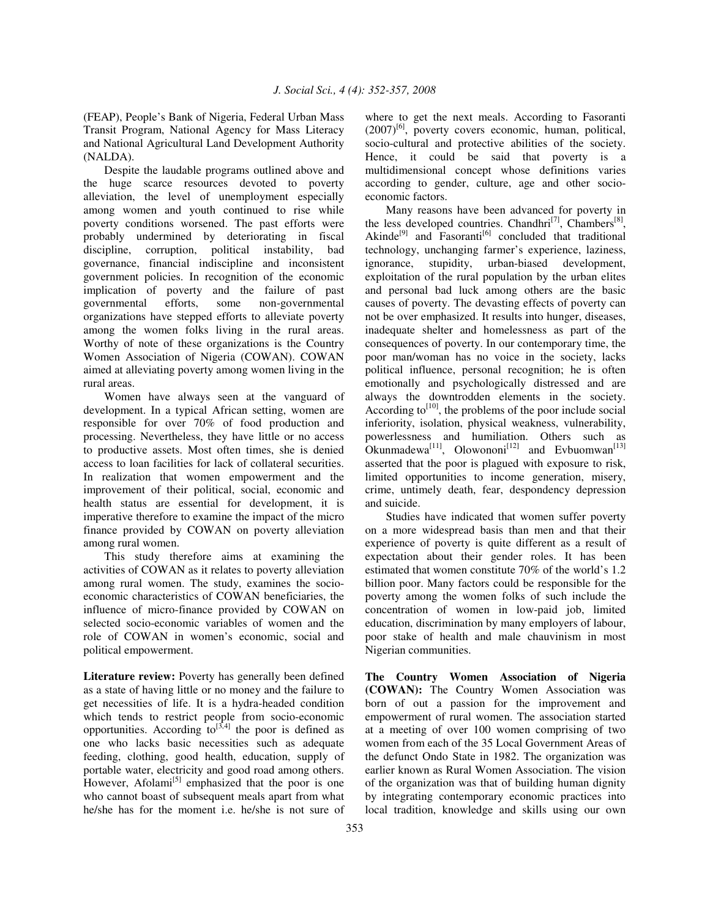(FEAP), People's Bank of Nigeria, Federal Urban Mass Transit Program, National Agency for Mass Literacy and National Agricultural Land Development Authority (NALDA).

Despite the laudable programs outlined above and the huge scarce resources devoted to poverty alleviation, the level of unemployment especially among women and youth continued to rise while poverty conditions worsened. The past efforts were probably undermined by deteriorating in fiscal discipline, corruption, political instability, bad governance, financial indiscipline and inconsistent government policies. In recognition of the economic implication of poverty and the failure of past governmental efforts, some non-governmental organizations have stepped efforts to alleviate poverty among the women folks living in the rural areas. Worthy of note of these organizations is the Country Women Association of Nigeria (COWAN). COWAN aimed at alleviating poverty among women living in the rural areas.

Women have always seen at the vanguard of development. In a typical African setting, women are responsible for over 70% of food production and processing. Nevertheless, they have little or no access to productive assets. Most often times, she is denied access to loan facilities for lack of collateral securities. In realization that women empowerment and the improvement of their political, social, economic and health status are essential for development, it is imperative therefore to examine the impact of the micro finance provided by COWAN on poverty alleviation among rural women.

This study therefore aims at examining the activities of COWAN as it relates to poverty alleviation among rural women. The study, examines the socio-economic characteristics of COWAN beneficiaries, the influence of micro-finance provided by COWAN on selected socio-economic variables of women and the role of COWAN in women's economic, social and political empowerment.

**Literature review:** Poverty has generally been defined as a state of having little or no money and the failure to get necessities of life. It is a hydra-headed condition which tends to restrict people from socio-economic opportunities. According to[3,4] the poor is defined as one who lacks basic necessities such as adequate feeding, clothing, good health, education, supply of portable water, electricity and good road among others. However, Afolami[5] emphasized that the poor is one who cannot boast of subsequent meals apart from what he/she has for the moment i.e. he/she is not sure of where to get the next meals. According to Fasoranti (2007)[6], poverty covers economic, human, political, socio-cultural and protective abilities of the society. Hence, it could be said that poverty is a multidimensional concept whose definitions varies according to gender, culture, age and other socio-economic factors.

Many reasons have been advanced for poverty in the less developed countries. Chandhri[7], Chambers[8], Akinde[9] and Fasoranti[6] concluded that traditional technology, unchanging farmer's experience, laziness, ignorance, stupidity, urban-biased development, exploitation of the rural population by the urban elites and personal bad luck among others are the basic causes of poverty. The devasting effects of poverty can not be over emphasized. It results into hunger, diseases, inadequate shelter and homelessness as part of the consequences of poverty. In our contemporary time, the poor man/woman has no voice in the society, lacks political influence, personal recognition; he is often emotionally and psychologically distressed and are always the downtrodden elements in the society. According to[10], the problems of the poor include social inferiority, isolation, physical weakness, vulnerability, powerlessness and humiliation. Others such as Okunmadewa[11], Olowononi[12] and Evbuomwan[13] asserted that the poor is plagued with exposure to risk, limited opportunities to income generation, misery, crime, untimely death, fear, despondency depression and suicide.

Studies have indicated that women suffer poverty on a more widespread basis than men and that their experience of poverty is quite different as a result of expectation about their gender roles. It has been estimated that women constitute 70% of the world's 1.2 billion poor. Many factors could be responsible for the poverty among the women folks of such include the concentration of women in low-paid job, limited education, discrimination by many employers of labour, poor stake of health and male chauvinism in most Nigerian communities.

**The Country Women Association of Nigeria (COWAN):** The Country Women Association was born of out a passion for the improvement and empowerment of rural women. The association started at a meeting of over 100 women comprising of two women from each of the 35 Local Government Areas of the defunct Ondo State in 1982. The organization was earlier known as Rural Women Association. The vision of the organization was that of building human dignity by integrating contemporary economic practices into local tradition, knowledge and skills using our own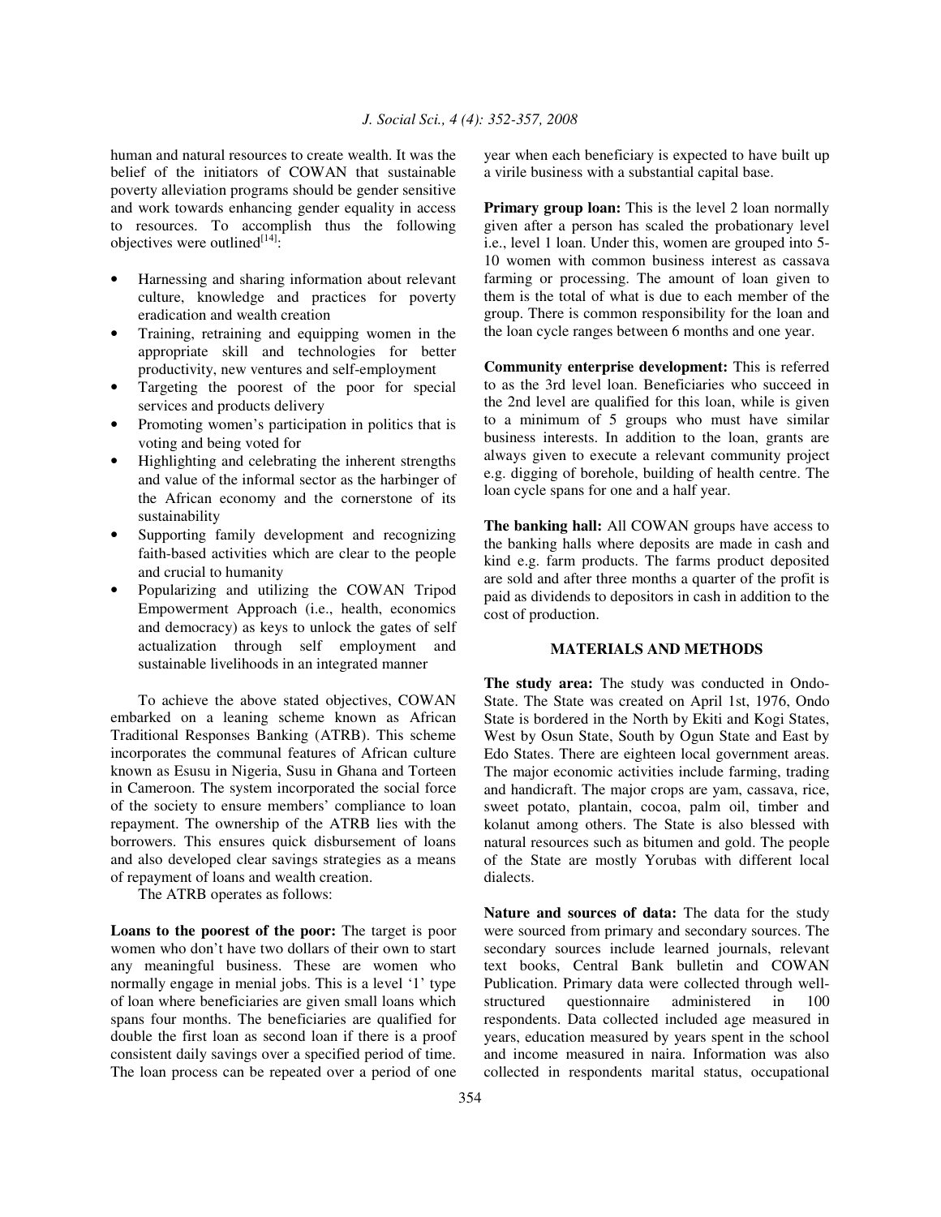human and natural resources to create wealth. It was the belief of the initiators of COWAN that sustainable poverty alleviation programs should be gender sensitive and work towards enhancing gender equality in access to resources. To accomplish thus the following objectives were outlined[14]:

- Harnessing and sharing information about relevant culture, knowledge and practices for poverty eradication and wealth creation
- Training, retraining and equipping women in the appropriate skill and technologies for better productivity, new ventures and self-employment
- Targeting the poorest of the poor for special services and products delivery
- Promoting women's participation in politics that is voting and being voted for
- Highlighting and celebrating the inherent strengths and value of the informal sector as the harbinger of the African economy and the cornerstone of its sustainability
- Supporting family development and recognizing faith-based activities which are clear to the people and crucial to humanity
- Popularizing and utilizing the COWAN Tripod Empowerment Approach (i.e., health, economics and democracy) as keys to unlock the gates of self actualization through self employment and sustainable livelihoods in an integrated manner

To achieve the above stated objectives, COWAN embarked on a leaning scheme known as African Traditional Responses Banking (ATRB). This scheme incorporates the communal features of African culture known as Esusu in Nigeria, Susu in Ghana and Torteen in Cameroon. The system incorporated the social force of the society to ensure members' compliance to loan repayment. The ownership of the ATRB lies with the borrowers. This ensures quick disbursement of loans and also developed clear savings strategies as a means of repayment of loans and wealth creation.

The ATRB operates as follows:

**Loans to the poorest of the poor:** The target is poor women who don't have two dollars of their own to start any meaningful business. These are women who normally engage in menial jobs. This is a level '1' type of loan where beneficiaries are given small loans which spans four months. The beneficiaries are qualified for double the first loan as second loan if there is a proof consistent daily savings over a specified period of time. The loan process can be repeated over a period of one year when each beneficiary is expected to have built up a virile business with a substantial capital base.

**Primary group loan:** This is the level 2 loan normally given after a person has scaled the probationary level i.e., level 1 loan. Under this, women are grouped into 5-10 women with common business interest as cassava farming or processing. The amount of loan given to them is the total of what is due to each member of the group. There is common responsibility for the loan and the loan cycle ranges between 6 months and one year.

**Community enterprise development:** This is referred to as the 3rd level loan. Beneficiaries who succeed in the 2nd level are qualified for this loan, while is given to a minimum of 5 groups who must have similar business interests. In addition to the loan, grants are always given to execute a relevant community project e.g. digging of borehole, building of health centre. The loan cycle spans for one and a half year.

**The banking hall:** All COWAN groups have access to the banking halls where deposits are made in cash and kind e.g. farm products. The farms product deposited are sold and after three months a quarter of the profit is paid as dividends to depositors in cash in addition to the cost of production.

## MATERIALS AND METHODS

**The study area:** The study was conducted in Ondo-State. The State was created on April 1st, 1976, Ondo State is bordered in the North by Ekiti and Kogi States, West by Osun State, South by Ogun State and East by Edo States. There are eighteen local government areas. The major economic activities include farming, trading and handicraft. The major crops are yam, cassava, rice, sweet potato, plantain, cocoa, palm oil, timber and kolanut among others. The State is also blessed with natural resources such as bitumen and gold. The people of the State are mostly Yorubas with different local dialects.

**Nature and sources of data:** The data for the study were sourced from primary and secondary sources. The secondary sources include learned journals, relevant text books, Central Bank bulletin and COWAN Publication. Primary data were collected through well-structured questionnaire administered in 100 respondents. Data collected included age measured in years, education measured by years spent in the school and income measured in naira. Information was also collected in respondents marital status, occupational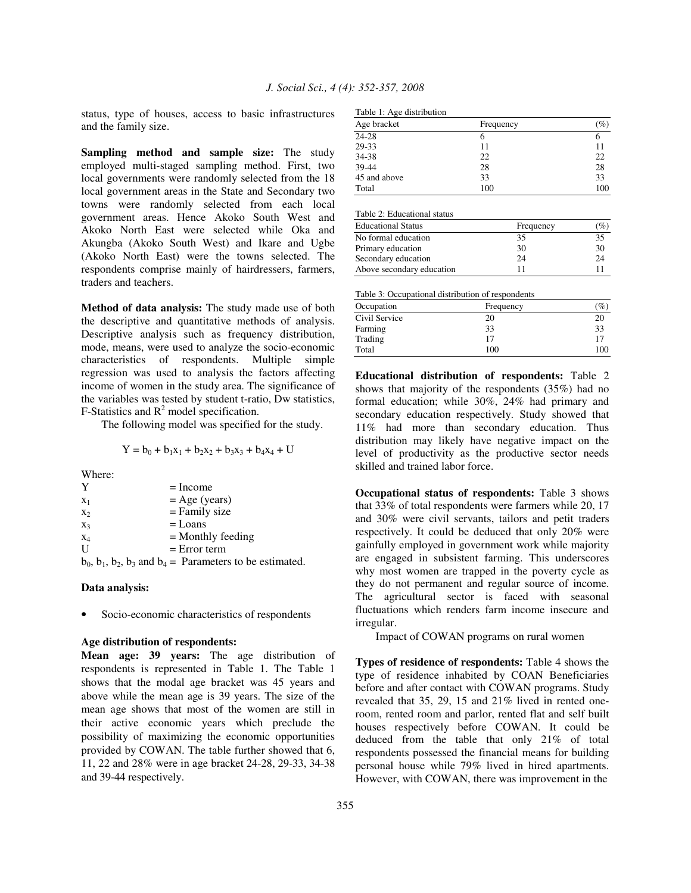status, type of houses, access to basic infrastructures and the family size.

**Sampling method and sample size:** The study employed multi-staged sampling method. First, two local governments were randomly selected from the 18 local government areas in the State and Secondary two towns were randomly selected from each local government areas. Hence Akoko South West and Akoko North East were selected while Oka and Akungba (Akoko South West) and Ikare and Ugbe (Akoko North East) were the towns selected. The respondents comprise mainly of hairdressers, farmers, traders and teachers.

**Method of data analysis:** The study made use of both the descriptive and quantitative methods of analysis. Descriptive analysis such as frequency distribution, mode, means, were used to analyze the socio-economic characteristics of respondents. Multiple simple regression was used to analysis the factors affecting income of women in the study area. The significance of the variables was tested by student t-ratio, Dw statistics, F-Statistics and $R^2$ model specification.

The following model was specified for the study.

$$Y = b_0 + b_1x_1 + b_2x_2 + b_3x_3 + b_4x_4 + U$$

Where:

| | |
|---|---|
| $Y$ | = Income |
| $x_1$ | = Age (years) |
| $x_2$ | = Family size |
| $x_3$ | = Loans |
| $x_4$ | = Monthly feeding |
| $U$ | = Error term |

$b_0$, $b_1$, $b_2$, $b_3$ and $b_4$ = Parameters to be estimated.

**Data analysis:**

- Socio-economic characteristics of respondents

**Age distribution of respondents:**

**Mean age: 39 years:** The age distribution of respondents is represented in Table 1. The Table 1 shows that the modal age bracket was 45 years and above while the mean age is 39 years. The size of the mean age shows that most of the women are still in their active economic years which preclude the possibility of maximizing the economic opportunities provided by COWAN. The table further showed that 6, 11, 22 and 28% were in age bracket 24-28, 29-33, 34-38 and 39-44 respectively.

Table 1: Age distribution

| Age bracket | Frequency | (%) |
|---|---|---|
| 24-28 | 6 | 6 |
| 29-33 | 11 | 11 |
| 34-38 | 22 | 22 |
| 39-44 | 28 | 28 |
| 45 and above | 33 | 33 |
| Total | 100 | 100 |

Table 2: Educational status

| Educational Status | Frequency | (%) |
|---|---|---|
| No formal education | 35 | 35 |
| Primary education | 30 | 30 |
| Secondary education | 24 | 24 |
| Above secondary education | 11 | 11 |

Table 3: Occupational distribution of respondents

| Occupation | Frequency | (%) |
|---|---|---|
| Civil Service | 20 | 20 |
| Farming | 33 | 33 |
| Trading | 17 | 17 |
| Total | 100 | 100 |

**Educational distribution of respondents:** Table 2 shows that majority of the respondents (35%) had no formal education; while 30%, 24% had primary and secondary education respectively. Study showed that 11% had more than secondary education. Thus distribution may likely have negative impact on the level of productivity as the productive sector needs skilled and trained labor force.

**Occupational status of respondents:** Table 3 shows that 33% of total respondents were farmers while 20, 17 and 30% were civil servants, tailors and petit traders respectively. It could be deduced that only 20% were gainfully employed in government work while majority are engaged in subsistent farming. This underscores why most women are trapped in the poverty cycle as they do not permanent and regular source of income. The agricultural sector is faced with seasonal fluctuations which renders farm income insecure and irregular.

Impact of COWAN programs on rural women

**Types of residence of respondents:** Table 4 shows the type of residence inhabited by COAN Beneficiaries before and after contact with COWAN programs. Study revealed that 35, 29, 15 and 21% lived in rented one-room, rented room and parlor, rented flat and self built houses respectively before COWAN. It could be deduced from the table that only 21% of total respondents possessed the financial means for building personal house while 79% lived in hired apartments. However, with COWAN, there was improvement in the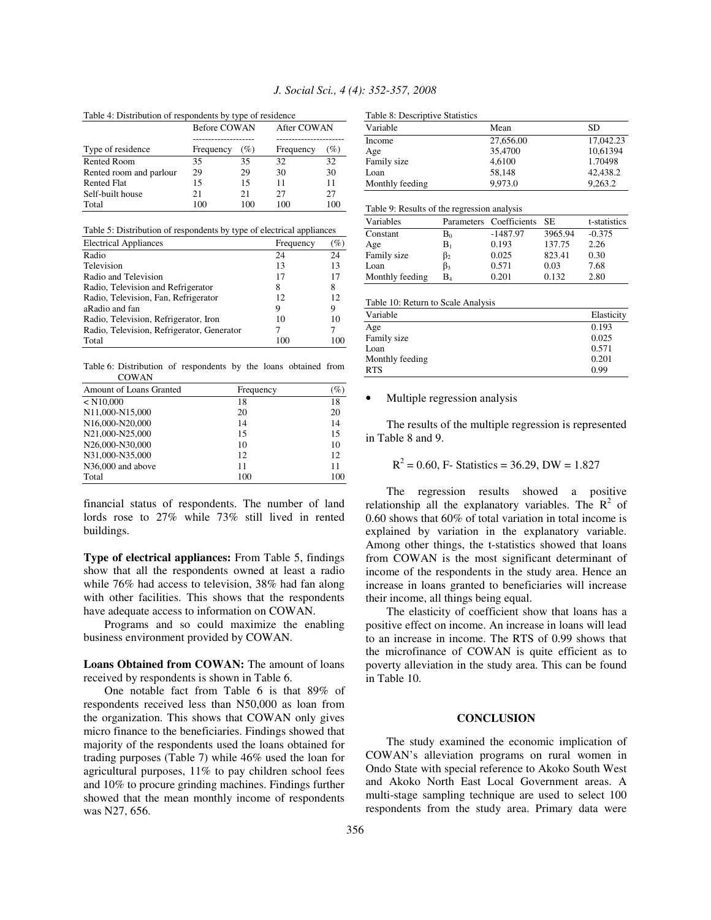Table 4: Distribution of respondents by type of residence

| | Before COWAN | | After COWAN | |
|---|---|---|---|---|
| Type of residence | Frequency | (%) | Frequency | (%) |
| Rented Room | 35 | 35 | 32 | 32 |
| Rented room and parlour | 29 | 29 | 30 | 30 |
| Rented Flat | 15 | 15 | 11 | 11 |
| Self-built house | 21 | 21 | 27 | 27 |
| Total | 100 | 100 | 100 | 100 |

Table 5: Distribution of respondents by type of electrical appliances

| Electrical Appliances | Frequency | (%) |
|---|---|---|
| Radio | 24 | 24 |
| Television | 13 | 13 |
| Radio and Television | 17 | 17 |
| Radio, Television and Refrigerator | 8 | 8 |
| Radio, Television, Fan, Refrigerator | 12 | 12 |
| aRadio and fan | 9 | 9 |
| Radio, Television, Refrigerator, Iron | 10 | 10 |
| Radio, Television, Refrigerator, Generator | 7 | 7 |
| Total | 100 | 100 |

Table 6: Distribution of respondents by the loans obtained from COWAN

| Amount of Loans Granted | Frequency | (%) |
|---|---|---|
| < N10,000 | 18 | 18 |
| N11,000-N15,000 | 20 | 20 |
| N16,000-N20,000 | 14 | 14 |
| N21,000-N25,000 | 15 | 15 |
| N26,000-N30,000 | 10 | 10 |
| N31,000-N35,000 | 12 | 12 |
| N36,000 and above | 11 | 11 |
| Total | 100 | 100 |

financial status of respondents. The number of land lords rose to 27% while 73% still lived in rented buildings.

**Type of electrical appliances:** From Table 5, findings show that all the respondents owned at least a radio while 76% had access to television, 38% had fan along with other facilities. This shows that the respondents have adequate access to information on COWAN.

Programs and so could maximize the enabling business environment provided by COWAN.

**Loans Obtained from COWAN:** The amount of loans received by respondents is shown in Table 6.

One notable fact from Table 6 is that 89% of respondents received less than N50,000 as loan from the organization. This shows that COWAN only gives micro finance to the beneficiaries. Findings showed that majority of the respondents used the loans obtained for trading purposes (Table 7) while 46% used the loan for agricultural purposes, 11% to pay children school fees and 10% to procure grinding machines. Findings further showed that the mean monthly income of respondents was N27, 656.

Table 8: Descriptive Statistics

| Variable | Mean | SD |
|---|---|---|
| Income | 27,656.00 | 17,042.23 |
| Age | 35,4700 | 10,61394 |
| Family size | 4,6100 | 1.70498 |
| Loan | 58,148 | 42,438.2 |
| Monthly feeding | 9,973.0 | 9,263.2 |

Table 9: Results of the regression analysis

| Variables | Parameters | Coefficients | SE | t-statistics |
|---|---|---|---|---|
| Constant | $B_0$ | -1487.97 | 3965.94 | -0.375 |
| Age | $B_1$ | 0.193 | 137.75 | 2.26 |
| Family size | $\beta_2$ | 0.025 | 823.41 | 0.30 |
| Loan | $\beta_3$ | 0.571 | 0.03 | 7.68 |
| Monthly feeding | $B_4$ | 0.201 | 0.132 | 2.80 |

Table 10: Return to Scale Analysis

| Variable | Elasticity |
|---|---|
| Age | 0.193 |
| Family size | 0.025 |
| Loan | 0.571 |
| Monthly feeding | 0.201 |
| RTS | 0.99 |

- Multiple regression analysis

The results of the multiple regression is represented in Table 8 and 9.

$$R^2 = 0.60, \text{ F- Statistics} = 36.29, \text{ DW} = 1.827$$

The regression results showed a positive relationship all the explanatory variables. The $R^2$ of 0.60 shows that 60% of total variation in total income is explained by variation in the explanatory variable. Among other things, the t-statistics showed that loans from COWAN is the most significant determinant of income of the respondents in the study area. Hence an increase in loans granted to beneficiaries will increase their income, all things being equal.

The elasticity of coefficient show that loans has a positive effect on income. An increase in loans will lead to an increase in income. The RTS of 0.99 shows that the microfinance of COWAN is quite efficient as to poverty alleviation in the study area. This can be found in Table 10.

## CONCLUSION

The study examined the economic implication of COWAN's alleviation programs on rural women in Ondo State with special reference to Akoko South West and Akoko North East Local Government areas. A multi-stage sampling technique are used to select 100 respondents from the study area. Primary data were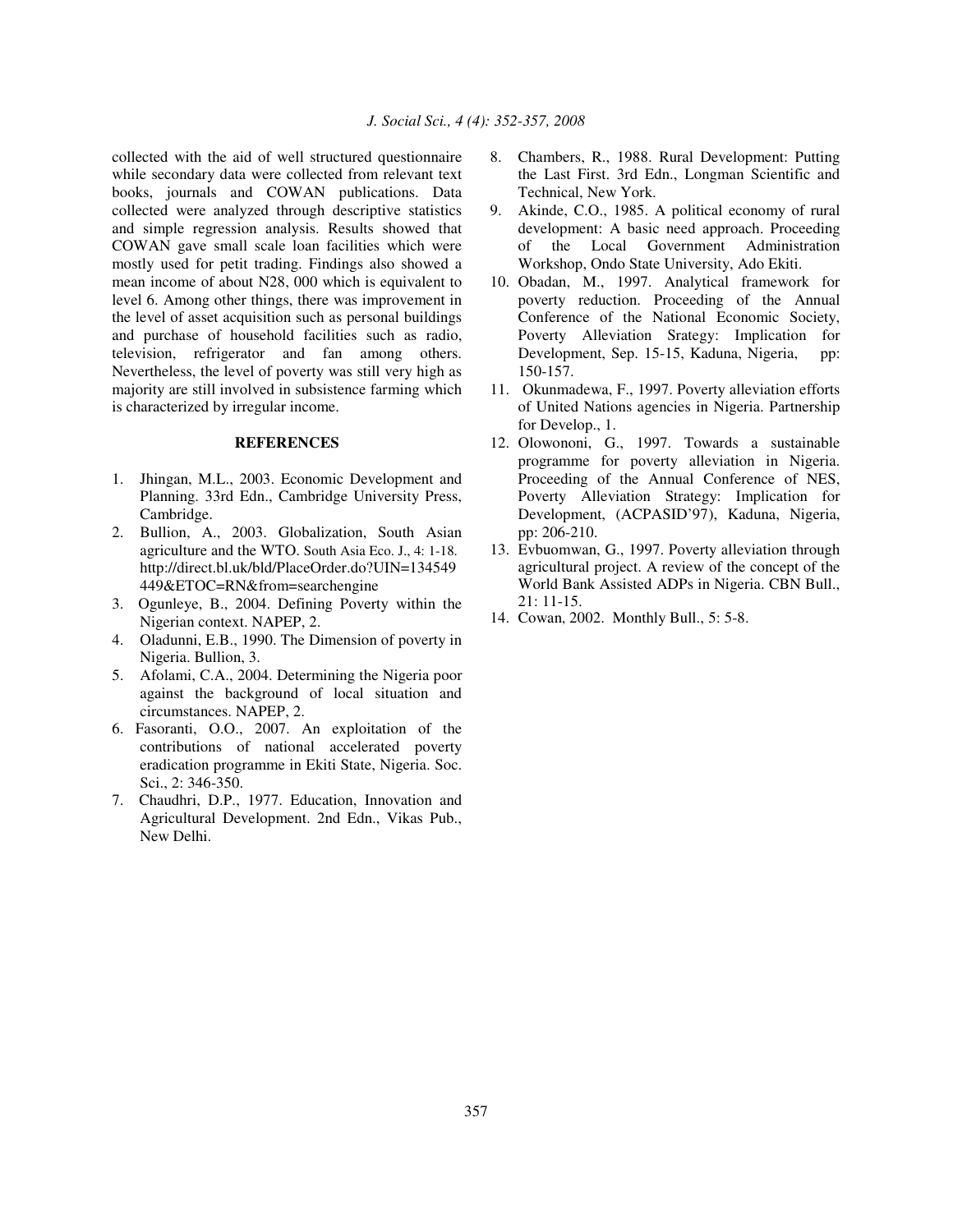collected with the aid of well structured questionnaire while secondary data were collected from relevant text books, journals and COWAN publications. Data collected were analyzed through descriptive statistics and simple regression analysis. Results showed that COWAN gave small scale loan facilities which were mostly used for petit trading. Findings also showed a mean income of about N28, 000 which is equivalent to level 6. Among other things, there was improvement in the level of asset acquisition such as personal buildings and purchase of household facilities such as radio, television, refrigerator and fan among others. Nevertheless, the level of poverty was still very high as majority are still involved in subsistence farming which is characterized by irregular income.

## REFERENCES

1. Jhingan, M.L., 2003. Economic Development and Planning. 33rd Edn., Cambridge University Press, Cambridge.
2. Bullion, A., 2003. Globalization, South Asian agriculture and the WTO. South Asia Eco. J., 4: 1-18. http://direct.bl.uk/bld/PlaceOrder.do?UIN=134549449&ETOC=RN&from=searchengine
3. Ogunleye, B., 2004. Defining Poverty within the Nigerian context. NAPEP, 2.
4. Oladunni, E.B., 1990. The Dimension of poverty in Nigeria. Bullion, 3.
5. Afolami, C.A., 2004. Determining the Nigeria poor against the background of local situation and circumstances. NAPEP, 2.
6. Fasoranti, O.O., 2007. An exploitation of the contributions of national accelerated poverty eradication programme in Ekiti State, Nigeria. Soc. Sci., 2: 346-350.
7. Chaudhri, D.P., 1977. Education, Innovation and Agricultural Development. 2nd Edn., Vikas Pub., New Delhi.
8. Chambers, R., 1988. Rural Development: Putting the Last First. 3rd Edn., Longman Scientific and Technical, New York.
9. Akinde, C.O., 1985. A political economy of rural development: A basic need approach. Proceeding of the Local Government Administration Workshop, Ondo State University, Ado Ekiti.
10. Obadan, M., 1997. Analytical framework for poverty reduction. Proceeding of the Annual Conference of the National Economic Society, Poverty Alleviation Srategy: Implication for Development, Sep. 15-15, Kaduna, Nigeria, pp: 150-157.
11. Okunmadewa, F., 1997. Poverty alleviation efforts of United Nations agencies in Nigeria. Partnership for Develop., 1.
12. Olowononi, G., 1997. Towards a sustainable programme for poverty alleviation in Nigeria. Proceeding of the Annual Conference of NES, Poverty Alleviation Strategy: Implication for Development, (ACPASID'97), Kaduna, Nigeria, pp: 206-210.
13. Evbuomwan, G., 1997. Poverty alleviation through agricultural project. A review of the concept of the World Bank Assisted ADPs in Nigeria. CBN Bull., 21: 11-15.
14. Cowan, 2002. Monthly Bull., 5: 5-8.